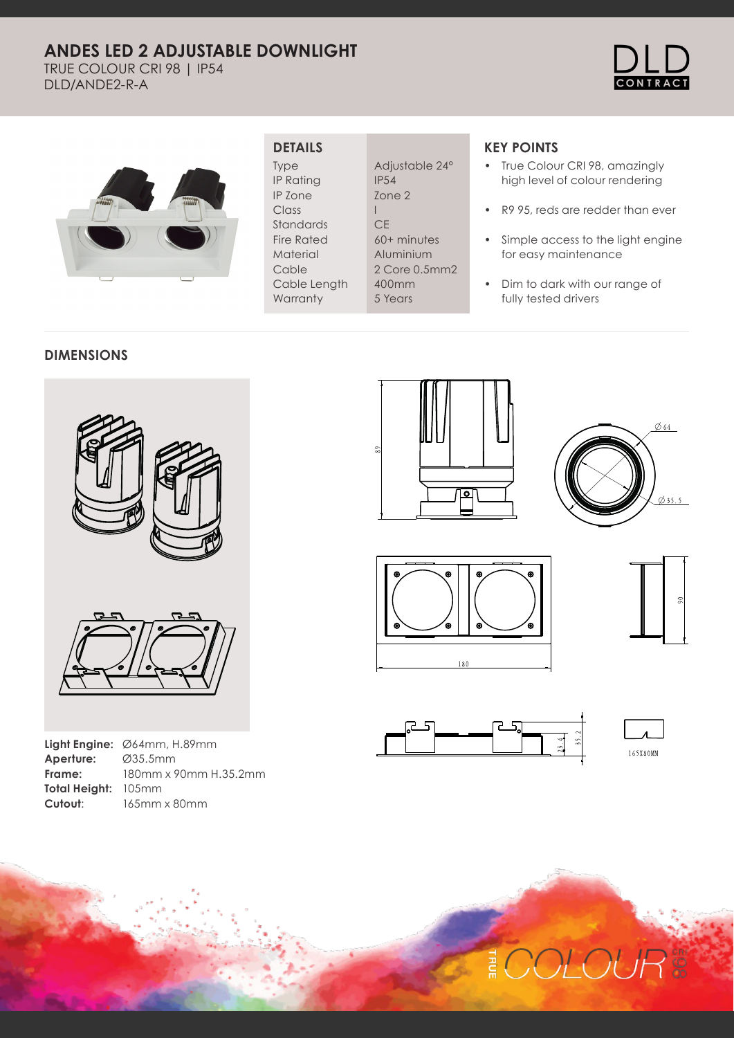# ANDES LED 2 ADJUSTABLE DOWNLIGHT

TRUE COLOUR CRI 98 | IP54

DLD/ANDE2-R-A

## DETAILS

| | |
|---|---|
| Type | Adjustable 24° |
| IP Rating | IP54 |
| IP Zone | Zone 2 |
| Class | I |
| Standards | CE |
| Fire Rated | 60+ minutes |
| Material | Aluminium |
| Cable | 2 Core 0.5mm2 |
| Cable Length | 400mm |
| Warranty | 5 Years |

## KEY POINTS

- True Colour CRI 98, amazingly high level of colour rendering
- R9 95, reds are redder than ever
- Simple access to the light engine for easy maintenance
- Dim to dark with our range of fully tested drivers

## DIMENSIONS

**Light Engine:** Ø64mm, H.89mm
**Aperture:** Ø35.5mm
**Frame:** 180mm x 90mm H.35.2mm
**Total Height:** 105mm
**Cutout**: 165mm x 80mm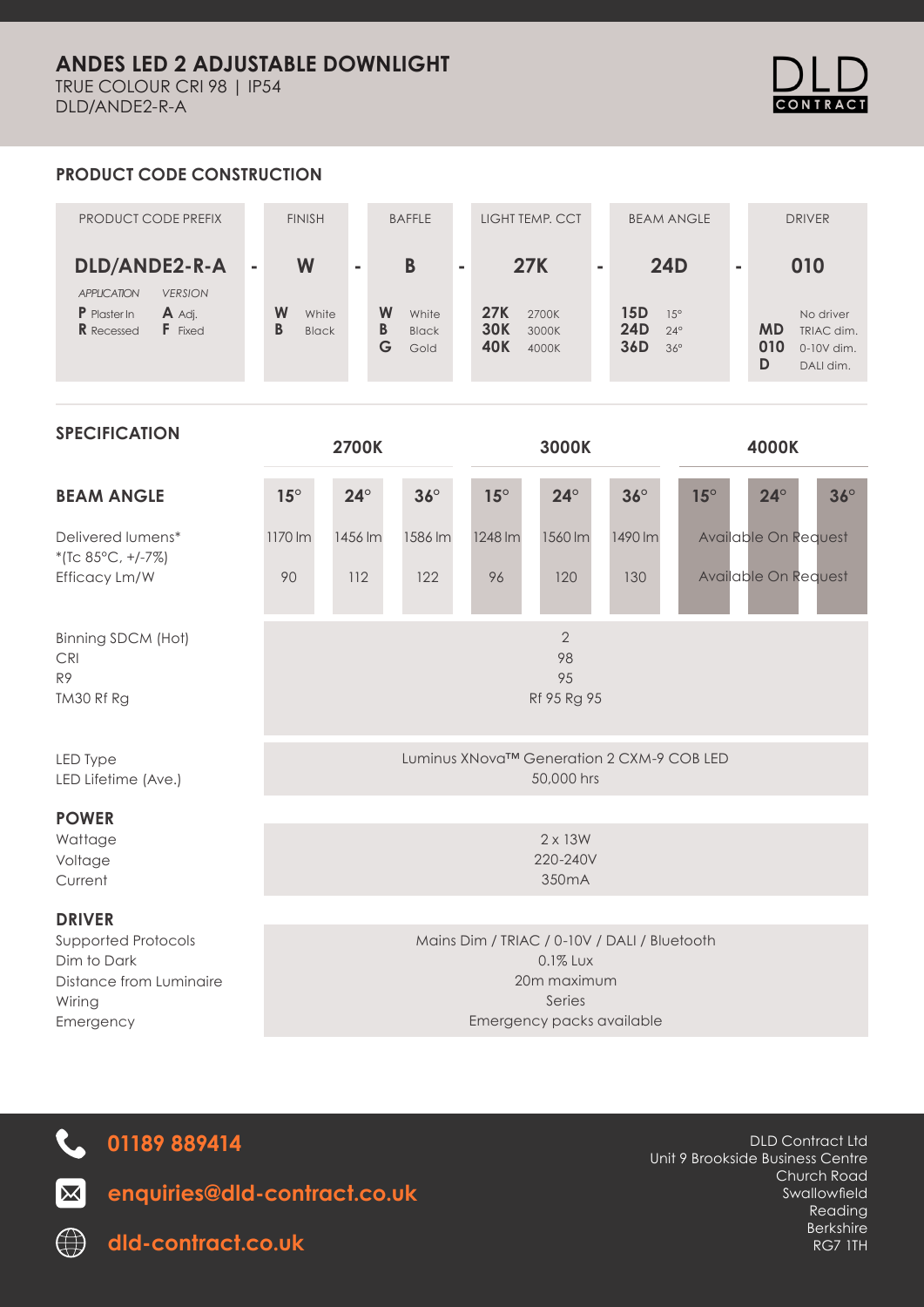# ANDES LED 2 ADJUSTABLE DOWNLIGHT

TRUE COLOUR CRI 98 | IP54
DLD/ANDE2-R-A

DLD CONTRACT

## PRODUCT CODE CONSTRUCTION

| PRODUCT CODE PREFIX | | FINISH | | BAFFLE | | LIGHT TEMP. CCT | | BEAM ANGLE | | DRIVER |
|---|---|---|---|---|---|---|---|---|---|---|
| **DLD/ANDE2-R-A** | - | **W** | - | **B** | - | **27K** | - | **24D** | - | **010** |
| *APPLICATION* / *VERSION* | | | | | | | | | | |
| **P** Plaster In / **A** Adj. | | **W** White | | **W** White | | **27K** 2700K | | **15D** 15° | | No driver |
| **R** Recessed / **F** Fixed | | **B** Black | | **B** Black | | **30K** 3000K | | **24D** 24° | | **MD** TRIAC dim. |
| | | | | **G** Gold | | **40K** 4000K | | **36D** 36° | | **010** 0-10V dim. |
| | | | | | | | | | | **D** DALI dim. |

## SPECIFICATION

| | 2700K | | | 3000K | | | 4000K | | |
|---|---|---|---|---|---|---|---|---|---|
| **BEAM ANGLE** | **15°** | **24°** | **36°** | **15°** | **24°** | **36°** | **15°** | **24°** | **36°** |
| Delivered lumens* *(Tc 85°C, +/-7%) | 1170 lm | 1456 lm | 1586 lm | 1248 lm | 1560 lm | 1490 lm | Available On Request | | |
| Efficacy Lm/W | 90 | 112 | 122 | 96 | 120 | 130 | Available On Request | | |
| Binning SDCM (Hot) | 2 | | | | | | | | |
| CRI | 98 | | | | | | | | |
| R9 | 95 | | | | | | | | |
| TM30 Rf Rg | Rf 95 Rg 95 | | | | | | | | |
| LED Type | Luminus XNova™ Generation 2 CXM-9 COB LED | | | | | | | | |
| LED Lifetime (Ave.) | 50,000 hrs | | | | | | | | |
| **POWER** | | | | | | | | | |
| Wattage | 2 x 13W | | | | | | | | |
| Voltage | 220-240V | | | | | | | | |
| Current | 350mA | | | | | | | | |
| **DRIVER** | | | | | | | | | |
| Supported Protocols | Mains Dim / TRIAC / 0-10V / DALI / Bluetooth | | | | | | | | |
| Dim to Dark | 0.1% Lux | | | | | | | | |
| Distance from Luminaire | 20m maximum | | | | | | | | |
| Wiring | Series | | | | | | | | |
| Emergency | Emergency packs available | | | | | | | | |

**01189 889414**

**enquiries@dld-contract.co.uk**

**dld-contract.co.uk**

DLD Contract Ltd
Unit 9 Brookside Business Centre
Church Road
Swallowfield
Reading
Berkshire
RG7 1TH